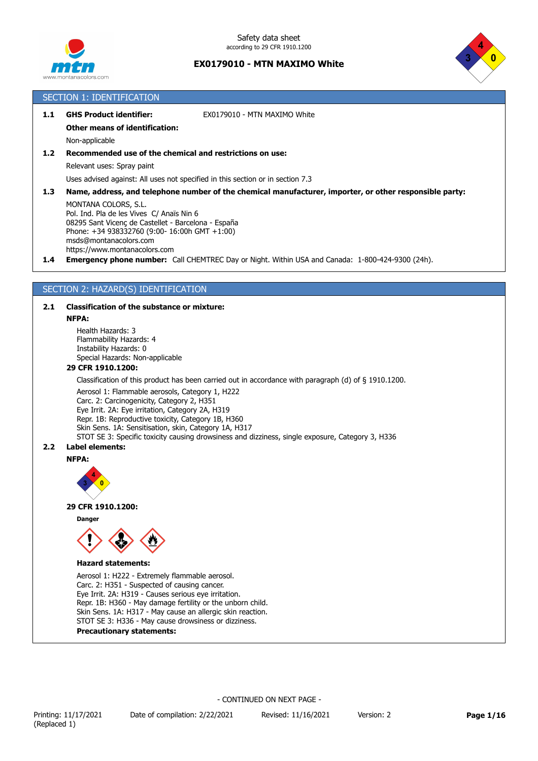Safety data sheet
according to 29 CFR 1910.1200

**EX0179010 - MTN MAXIMO White**

## SECTION 1: IDENTIFICATION

**1.1 GHS Product identifier:** EX0179010 - MTN MAXIMO White

**Other means of identification:**

Non-applicable

**1.2 Recommended use of the chemical and restrictions on use:**

Relevant uses: Spray paint

Uses advised against: All uses not specified in this section or in section 7.3

**1.3 Name, address, and telephone number of the chemical manufacturer, importer, or other responsible party:**

MONTANA COLORS, S.L.
Pol. Ind. Pla de les Vives C/ Anaïs Nin 6
08295 Sant Vicenç de Castellet - Barcelona - España
Phone: +34 938332760 (9:00- 16:00h GMT +1:00)
msds@montanacolors.com
https://www.montanacolors.com

**1.4 Emergency phone number:** Call CHEMTREC Day or Night. Within USA and Canada: 1-800-424-9300 (24h).

## SECTION 2: HAZARD(S) IDENTIFICATION

**2.1 Classification of the substance or mixture:**

**NFPA:**

Health Hazards: 3
Flammability Hazards: 4
Instability Hazards: 0
Special Hazards: Non-applicable

**29 CFR 1910.1200:**

Classification of this product has been carried out in accordance with paragraph (d) of § 1910.1200.

Aerosol 1: Flammable aerosols, Category 1, H222
Carc. 2: Carcinogenicity, Category 2, H351
Eye Irrit. 2A: Eye irritation, Category 2A, H319
Repr. 1B: Reproductive toxicity, Category 1B, H360
Skin Sens. 1A: Sensitisation, skin, Category 1A, H317
STOT SE 3: Specific toxicity causing drowsiness and dizziness, single exposure, Category 3, H336

**2.2 Label elements:**

**NFPA:**

**29 CFR 1910.1200:**

**Danger**

**Hazard statements:**

Aerosol 1: H222 - Extremely flammable aerosol.
Carc. 2: H351 - Suspected of causing cancer.
Eye Irrit. 2A: H319 - Causes serious eye irritation.
Repr. 1B: H360 - May damage fertility or the unborn child.
Skin Sens. 1A: H317 - May cause an allergic skin reaction.
STOT SE 3: H336 - May cause drowsiness or dizziness.

**Precautionary statements:**

- CONTINUED ON NEXT PAGE -

Printing: 11/17/2021 (Replaced 1) Date of compilation: 2/22/2021 Revised: 11/16/2021 Version: 2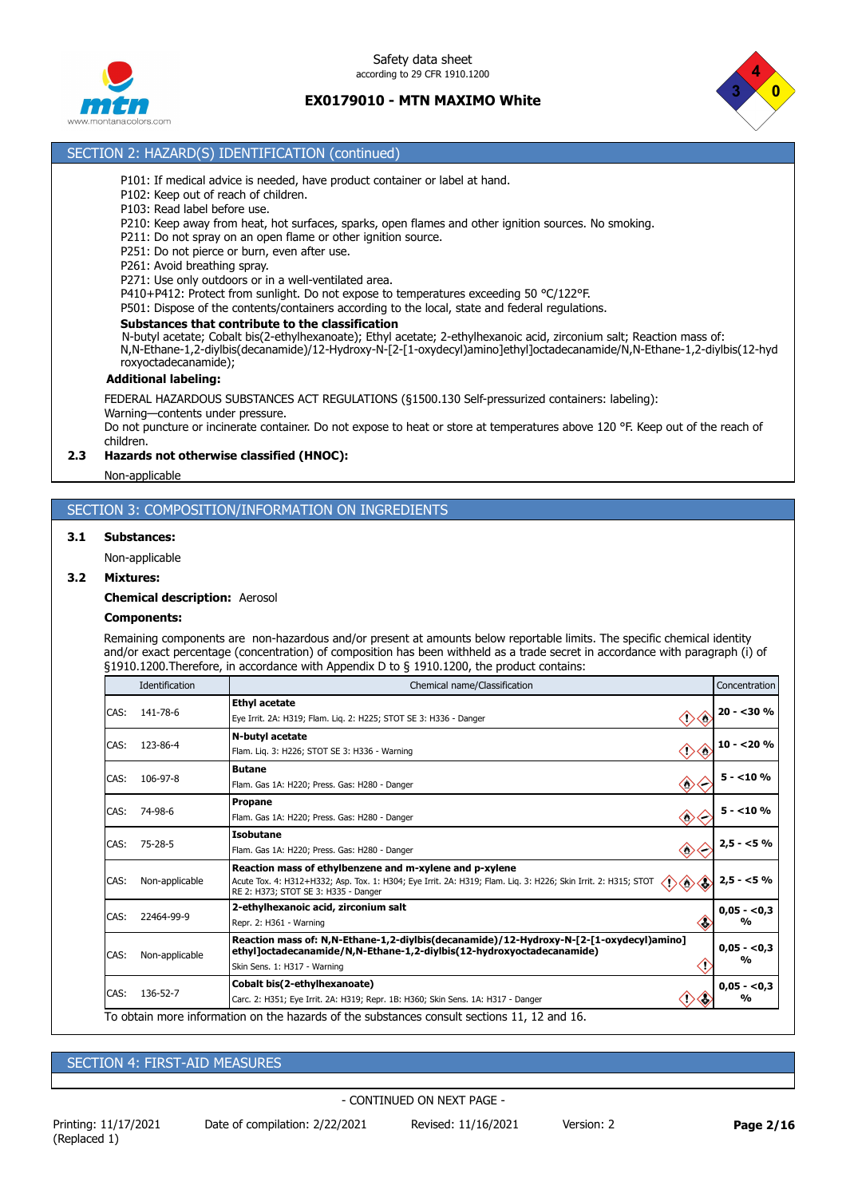## SECTION 2: HAZARD(S) IDENTIFICATION (continued)

P101: If medical advice is needed, have product container or label at hand.
P102: Keep out of reach of children.
P103: Read label before use.
P210: Keep away from heat, hot surfaces, sparks, open flames and other ignition sources. No smoking.
P211: Do not spray on an open flame or other ignition source.
P251: Do not pierce or burn, even after use.
P261: Avoid breathing spray.
P271: Use only outdoors or in a well-ventilated area.
P410+P412: Protect from sunlight. Do not expose to temperatures exceeding 50 °C/122°F.
P501: Dispose of the contents/containers according to the local, state and federal regulations.

**Substances that contribute to the classification**

N-butyl acetate; Cobalt bis(2-ethylhexanoate); Ethyl acetate; 2-ethylhexanoic acid, zirconium salt; Reaction mass of: N,N-Ethane-1,2-diylbis(decanamide)/12-Hydroxy-N-[2-[1-oxydecyl)amino]ethyl]octadecanamide/N,N-Ethane-1,2-diylbis(12-hydroxyoctadecanamide);

**Additional labeling:**

FEDERAL HAZARDOUS SUBSTANCES ACT REGULATIONS (§1500.130 Self-pressurized containers: labeling):
Warning—contents under pressure.
Do not puncture or incinerate container. Do not expose to heat or store at temperatures above 120 °F. Keep out of the reach of children.

**2.3 Hazards not otherwise classified (HNOC):**

Non-applicable

## SECTION 3: COMPOSITION/INFORMATION ON INGREDIENTS

**3.1 Substances:**

Non-applicable

**3.2 Mixtures:**

**Chemical description:** Aerosol

**Components:**

Remaining components are non-hazardous and/or present at amounts below reportable limits. The specific chemical identity and/or exact percentage (concentration) of composition has been withheld as a trade secret in accordance with paragraph (i) of §1910.1200.Therefore, in accordance with Appendix D to § 1910.1200, the product contains:

| Identification | Chemical name/Classification | Concentration |
|---|---|---|
| CAS: 141-78-6 | **Ethyl acetate**<br>Eye Irrit. 2A: H319; Flam. Liq. 2: H225; STOT SE 3: H336 - Danger | 20 - <30 % |
| CAS: 123-86-4 | **N-butyl acetate**<br>Flam. Liq. 3: H226; STOT SE 3: H336 - Warning | 10 - <20 % |
| CAS: 106-97-8 | **Butane**<br>Flam. Gas 1A: H220; Press. Gas: H280 - Danger | 5 - <10 % |
| CAS: 74-98-6 | **Propane**<br>Flam. Gas 1A: H220; Press. Gas: H280 - Danger | 5 - <10 % |
| CAS: 75-28-5 | **Isobutane**<br>Flam. Gas 1A: H220; Press. Gas: H280 - Danger | 2,5 - <5 % |
| CAS: Non-applicable | **Reaction mass of ethylbenzene and m-xylene and p-xylene**<br>Acute Tox. 4: H312+H332; Asp. Tox. 1: H304; Eye Irrit. 2A: H319; Flam. Liq. 3: H226; Skin Irrit. 2: H315; STOT RE 2: H373; STOT SE 3: H335 - Danger | 2,5 - <5 % |
| CAS: 22464-99-9 | **2-ethylhexanoic acid, zirconium salt**<br>Repr. 2: H361 - Warning | 0,05 - <0,3 % |
| CAS: Non-applicable | **Reaction mass of: N,N-Ethane-1,2-diylbis(decanamide)/12-Hydroxy-N-[2-[1-oxydecyl)amino]ethyl]octadecanamide/N,N-Ethane-1,2-diylbis(12-hydroxyoctadecanamide)**<br>Skin Sens. 1: H317 - Warning | 0,05 - <0,3 % |
| CAS: 136-52-7 | **Cobalt bis(2-ethylhexanoate)**<br>Carc. 2: H351; Eye Irrit. 2A: H319; Repr. 1B: H360; Skin Sens. 1A: H317 - Danger | 0,05 - <0,3 % |

To obtain more information on the hazards of the substances consult sections 11, 12 and 16.

## SECTION 4: FIRST-AID MEASURES

- CONTINUED ON NEXT PAGE -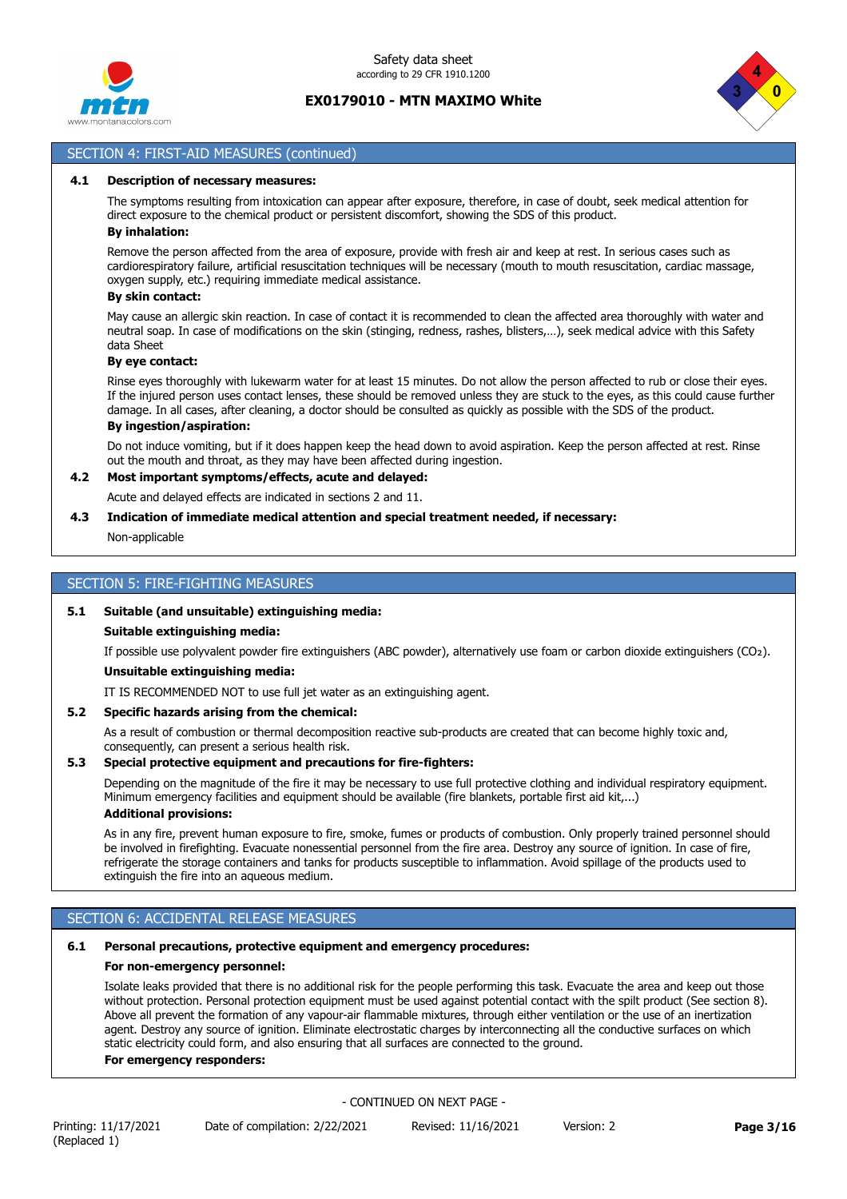## SECTION 4: FIRST-AID MEASURES (continued)

**4.1 Description of necessary measures:**

The symptoms resulting from intoxication can appear after exposure, therefore, in case of doubt, seek medical attention for direct exposure to the chemical product or persistent discomfort, showing the SDS of this product.

**By inhalation:**

Remove the person affected from the area of exposure, provide with fresh air and keep at rest. In serious cases such as cardiorespiratory failure, artificial resuscitation techniques will be necessary (mouth to mouth resuscitation, cardiac massage, oxygen supply, etc.) requiring immediate medical assistance.

**By skin contact:**

May cause an allergic skin reaction. In case of contact it is recommended to clean the affected area thoroughly with water and neutral soap. In case of modifications on the skin (stinging, redness, rashes, blisters,…), seek medical advice with this Safety data Sheet

**By eye contact:**

Rinse eyes thoroughly with lukewarm water for at least 15 minutes. Do not allow the person affected to rub or close their eyes. If the injured person uses contact lenses, these should be removed unless they are stuck to the eyes, as this could cause further damage. In all cases, after cleaning, a doctor should be consulted as quickly as possible with the SDS of the product.

**By ingestion/aspiration:**

Do not induce vomiting, but if it does happen keep the head down to avoid aspiration. Keep the person affected at rest. Rinse out the mouth and throat, as they may have been affected during ingestion.

**4.2 Most important symptoms/effects, acute and delayed:**

Acute and delayed effects are indicated in sections 2 and 11.

**4.3 Indication of immediate medical attention and special treatment needed, if necessary:**

Non-applicable

## SECTION 5: FIRE-FIGHTING MEASURES

**5.1 Suitable (and unsuitable) extinguishing media:**

**Suitable extinguishing media:**

If possible use polyvalent powder fire extinguishers (ABC powder), alternatively use foam or carbon dioxide extinguishers ($CO_2$).

**Unsuitable extinguishing media:**

IT IS RECOMMENDED NOT to use full jet water as an extinguishing agent.

**5.2 Specific hazards arising from the chemical:**

As a result of combustion or thermal decomposition reactive sub-products are created that can become highly toxic and, consequently, can present a serious health risk.

**5.3 Special protective equipment and precautions for fire-fighters:**

Depending on the magnitude of the fire it may be necessary to use full protective clothing and individual respiratory equipment. Minimum emergency facilities and equipment should be available (fire blankets, portable first aid kit,...)

**Additional provisions:**

As in any fire, prevent human exposure to fire, smoke, fumes or products of combustion. Only properly trained personnel should be involved in firefighting. Evacuate nonessential personnel from the fire area. Destroy any source of ignition. In case of fire, refrigerate the storage containers and tanks for products susceptible to inflammation. Avoid spillage of the products used to extinguish the fire into an aqueous medium.

## SECTION 6: ACCIDENTAL RELEASE MEASURES

**6.1 Personal precautions, protective equipment and emergency procedures:**

**For non-emergency personnel:**

Isolate leaks provided that there is no additional risk for the people performing this task. Evacuate the area and keep out those without protection. Personal protection equipment must be used against potential contact with the spilt product (See section 8). Above all prevent the formation of any vapour-air flammable mixtures, through either ventilation or the use of an inertization agent. Destroy any source of ignition. Eliminate electrostatic charges by interconnecting all the conductive surfaces on which static electricity could form, and also ensuring that all surfaces are connected to the ground.

**For emergency responders:**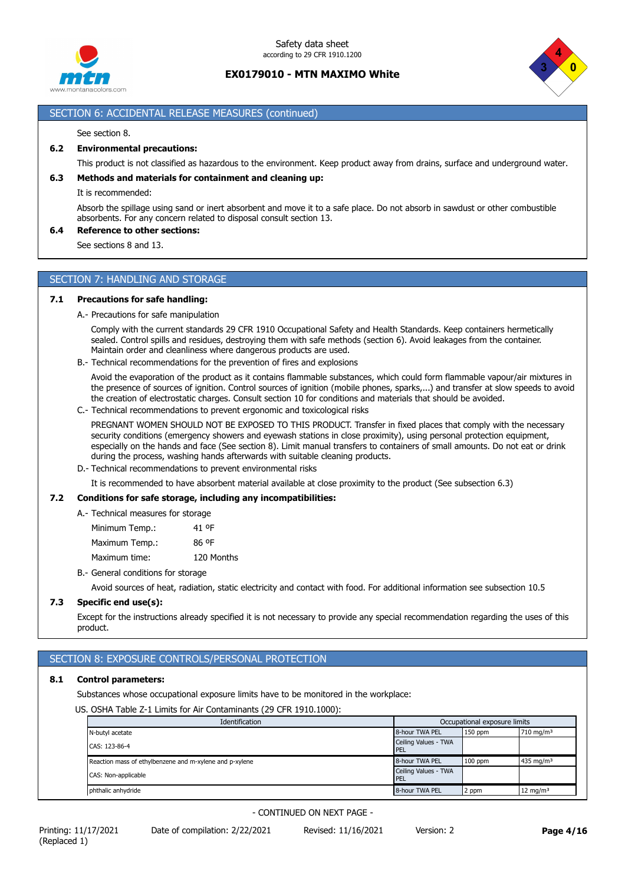## SECTION 6: ACCIDENTAL RELEASE MEASURES (continued)

See section 8.

### 6.2 Environmental precautions:

This product is not classified as hazardous to the environment. Keep product away from drains, surface and underground water.

### 6.3 Methods and materials for containment and cleaning up:

It is recommended:

Absorb the spillage using sand or inert absorbent and move it to a safe place. Do not absorb in sawdust or other combustible absorbents. For any concern related to disposal consult section 13.

### 6.4 Reference to other sections:

See sections 8 and 13.

## SECTION 7: HANDLING AND STORAGE

### 7.1 Precautions for safe handling:

A.- Precautions for safe manipulation

Comply with the current standards 29 CFR 1910 Occupational Safety and Health Standards. Keep containers hermetically sealed. Control spills and residues, destroying them with safe methods (section 6). Avoid leakages from the container. Maintain order and cleanliness where dangerous products are used.

B.- Technical recommendations for the prevention of fires and explosions

Avoid the evaporation of the product as it contains flammable substances, which could form flammable vapour/air mixtures in the presence of sources of ignition. Control sources of ignition (mobile phones, sparks,...) and transfer at slow speeds to avoid the creation of electrostatic charges. Consult section 10 for conditions and materials that should be avoided.

C.- Technical recommendations to prevent ergonomic and toxicological risks

PREGNANT WOMEN SHOULD NOT BE EXPOSED TO THIS PRODUCT. Transfer in fixed places that comply with the necessary security conditions (emergency showers and eyewash stations in close proximity), using personal protection equipment, especially on the hands and face (See section 8). Limit manual transfers to containers of small amounts. Do not eat or drink during the process, washing hands afterwards with suitable cleaning products.

D.- Technical recommendations to prevent environmental risks

It is recommended to have absorbent material available at close proximity to the product (See subsection 6.3)

### 7.2 Conditions for safe storage, including any incompatibilities:

A.- Technical measures for storage

Minimum Temp.: 41 ºF

Maximum Temp.: 86 ºF

Maximum time: 120 Months

B.- General conditions for storage

Avoid sources of heat, radiation, static electricity and contact with food. For additional information see subsection 10.5

### 7.3 Specific end use(s):

Except for the instructions already specified it is not necessary to provide any special recommendation regarding the uses of this product.

## SECTION 8: EXPOSURE CONTROLS/PERSONAL PROTECTION

### 8.1 Control parameters:

Substances whose occupational exposure limits have to be monitored in the workplace:

US. OSHA Table Z-1 Limits for Air Contaminants (29 CFR 1910.1000):

| Identification | Occupational exposure limits | | |
|---|---|---|---|
| N-butyl acetate | 8-hour TWA PEL | 150 ppm | 710 mg/m³ |
| CAS: 123-86-4 | Ceiling Values - TWA PEL | | |
| Reaction mass of ethylbenzene and m-xylene and p-xylene | 8-hour TWA PEL | 100 ppm | 435 mg/m³ |
| CAS: Non-applicable | Ceiling Values - TWA PEL | | |
| phthalic anhydride | 8-hour TWA PEL | 2 ppm | 12 mg/m³ |

- CONTINUED ON NEXT PAGE -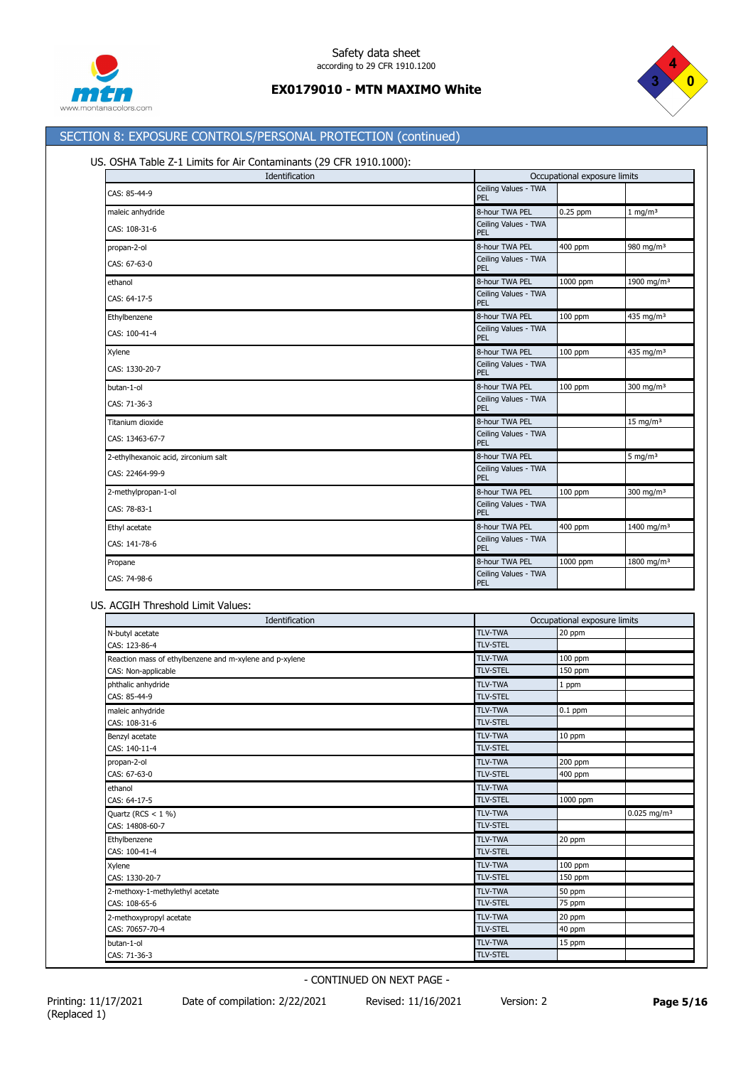## SECTION 8: EXPOSURE CONTROLS/PERSONAL PROTECTION (continued)

US. OSHA Table Z-1 Limits for Air Contaminants (29 CFR 1910.1000):

| Identification | Occupational exposure limits | | |
|---|---|---|---|
| CAS: 85-44-9 | Ceiling Values - TWA PEL | | |
| maleic anhydride | 8-hour TWA PEL | 0.25 ppm | 1 mg/m³ |
| CAS: 108-31-6 | Ceiling Values - TWA PEL | | |
| propan-2-ol | 8-hour TWA PEL | 400 ppm | 980 mg/m³ |
| CAS: 67-63-0 | Ceiling Values - TWA PEL | | |
| ethanol | 8-hour TWA PEL | 1000 ppm | 1900 mg/m³ |
| CAS: 64-17-5 | Ceiling Values - TWA PEL | | |
| Ethylbenzene | 8-hour TWA PEL | 100 ppm | 435 mg/m³ |
| CAS: 100-41-4 | Ceiling Values - TWA PEL | | |
| Xylene | 8-hour TWA PEL | 100 ppm | 435 mg/m³ |
| CAS: 1330-20-7 | Ceiling Values - TWA PEL | | |
| butan-1-ol | 8-hour TWA PEL | 100 ppm | 300 mg/m³ |
| CAS: 71-36-3 | Ceiling Values - TWA PEL | | |
| Titanium dioxide | 8-hour TWA PEL | | 15 mg/m³ |
| CAS: 13463-67-7 | Ceiling Values - TWA PEL | | |
| 2-ethylhexanoic acid, zirconium salt | 8-hour TWA PEL | | 5 mg/m³ |
| CAS: 22464-99-9 | Ceiling Values - TWA PEL | | |
| 2-methylpropan-1-ol | 8-hour TWA PEL | 100 ppm | 300 mg/m³ |
| CAS: 78-83-1 | Ceiling Values - TWA PEL | | |
| Ethyl acetate | 8-hour TWA PEL | 400 ppm | 1400 mg/m³ |
| CAS: 141-78-6 | Ceiling Values - TWA PEL | | |
| Propane | 8-hour TWA PEL | 1000 ppm | 1800 mg/m³ |
| CAS: 74-98-6 | Ceiling Values - TWA PEL | | |

US. ACGIH Threshold Limit Values:

| Identification | Occupational exposure limits | | |
|---|---|---|---|
| N-butyl acetate | TLV-TWA | 20 ppm | |
| CAS: 123-86-4 | TLV-STEL | | |
| Reaction mass of ethylbenzene and m-xylene and p-xylene | TLV-TWA | 100 ppm | |
| CAS: Non-applicable | TLV-STEL | 150 ppm | |
| phthalic anhydride | TLV-TWA | 1 ppm | |
| CAS: 85-44-9 | TLV-STEL | | |
| maleic anhydride | TLV-TWA | 0.1 ppm | |
| CAS: 108-31-6 | TLV-STEL | | |
| Benzyl acetate | TLV-TWA | 10 ppm | |
| CAS: 140-11-4 | TLV-STEL | | |
| propan-2-ol | TLV-TWA | 200 ppm | |
| CAS: 67-63-0 | TLV-STEL | 400 ppm | |
| ethanol | TLV-TWA | | |
| CAS: 64-17-5 | TLV-STEL | 1000 ppm | |
| Quartz (RCS < 1 %) | TLV-TWA | | 0.025 mg/m³ |
| CAS: 14808-60-7 | TLV-STEL | | |
| Ethylbenzene | TLV-TWA | 20 ppm | |
| CAS: 100-41-4 | TLV-STEL | | |
| Xylene | TLV-TWA | 100 ppm | |
| CAS: 1330-20-7 | TLV-STEL | 150 ppm | |
| 2-methoxy-1-methylethyl acetate | TLV-TWA | 50 ppm | |
| CAS: 108-65-6 | TLV-STEL | 75 ppm | |
| 2-methoxypropyl acetate | TLV-TWA | 20 ppm | |
| CAS: 70657-70-4 | TLV-STEL | 40 ppm | |
| butan-1-ol | TLV-TWA | 15 ppm | |
| CAS: 71-36-3 | TLV-STEL | | |

- CONTINUED ON NEXT PAGE -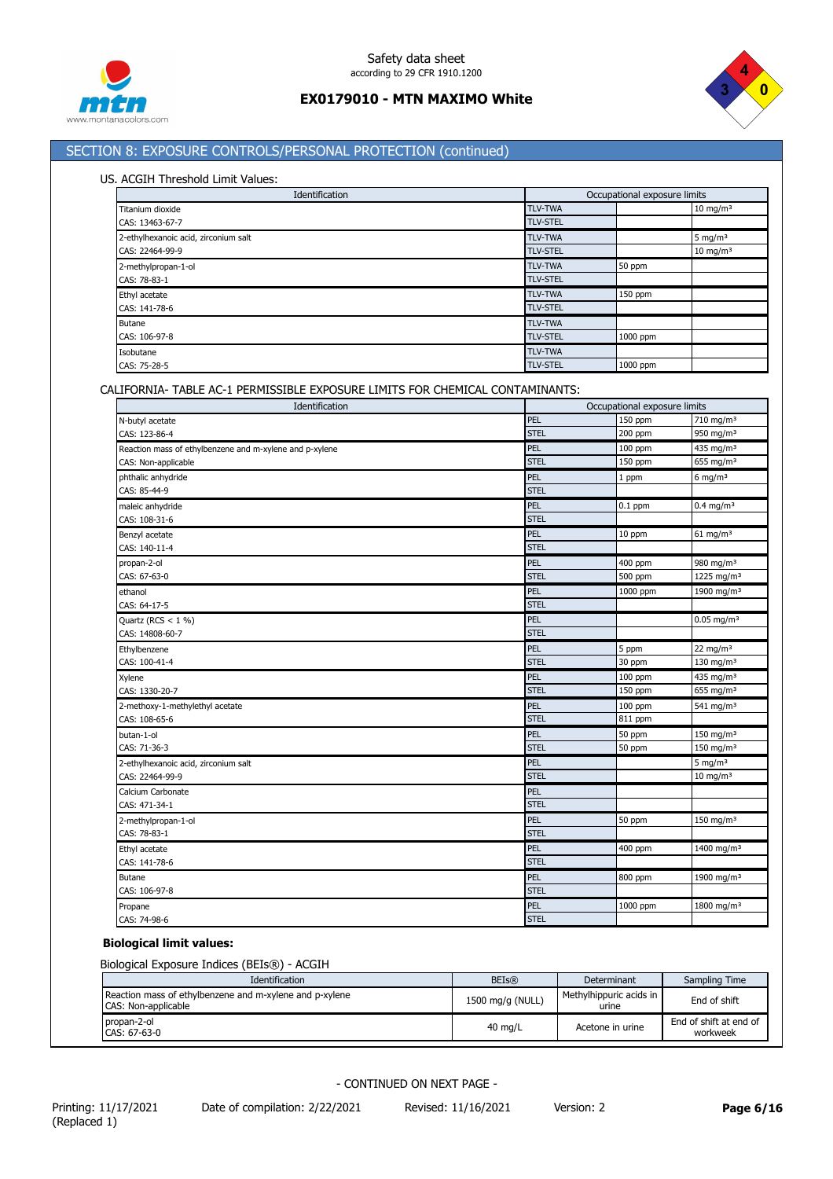## SECTION 8: EXPOSURE CONTROLS/PERSONAL PROTECTION (continued)

US. ACGIH Threshold Limit Values:

| Identification | Occupational exposure limits | | |
|---|---|---|---|
| Titanium dioxide | TLV-TWA | | 10 mg/m³ |
| CAS: 13463-67-7 | TLV-STEL | | |
| 2-ethylhexanoic acid, zirconium salt | TLV-TWA | | 5 mg/m³ |
| CAS: 22464-99-9 | TLV-STEL | | 10 mg/m³ |
| 2-methylpropan-1-ol | TLV-TWA | 50 ppm | |
| CAS: 78-83-1 | TLV-STEL | | |
| Ethyl acetate | TLV-TWA | 150 ppm | |
| CAS: 141-78-6 | TLV-STEL | | |
| Butane | TLV-TWA | | |
| CAS: 106-97-8 | TLV-STEL | 1000 ppm | |
| Isobutane | TLV-TWA | | |
| CAS: 75-28-5 | TLV-STEL | 1000 ppm | |

CALIFORNIA- TABLE AC-1 PERMISSIBLE EXPOSURE LIMITS FOR CHEMICAL CONTAMINANTS:

| Identification | Occupational exposure limits | | |
|---|---|---|---|
| N-butyl acetate | PEL | 150 ppm | 710 mg/m³ |
| CAS: 123-86-4 | STEL | 200 ppm | 950 mg/m³ |
| Reaction mass of ethylbenzene and m-xylene and p-xylene | PEL | 100 ppm | 435 mg/m³ |
| CAS: Non-applicable | STEL | 150 ppm | 655 mg/m³ |
| phthalic anhydride | PEL | 1 ppm | 6 mg/m³ |
| CAS: 85-44-9 | STEL | | |
| maleic anhydride | PEL | 0.1 ppm | 0.4 mg/m³ |
| CAS: 108-31-6 | STEL | | |
| Benzyl acetate | PEL | 10 ppm | 61 mg/m³ |
| CAS: 140-11-4 | STEL | | |
| propan-2-ol | PEL | 400 ppm | 980 mg/m³ |
| CAS: 67-63-0 | STEL | 500 ppm | 1225 mg/m³ |
| ethanol | PEL | 1000 ppm | 1900 mg/m³ |
| CAS: 64-17-5 | STEL | | |
| Quartz (RCS < 1 %) | PEL | | 0.05 mg/m³ |
| CAS: 14808-60-7 | STEL | | |
| Ethylbenzene | PEL | 5 ppm | 22 mg/m³ |
| CAS: 100-41-4 | STEL | 30 ppm | 130 mg/m³ |
| Xylene | PEL | 100 ppm | 435 mg/m³ |
| CAS: 1330-20-7 | STEL | 150 ppm | 655 mg/m³ |
| 2-methoxy-1-methylethyl acetate | PEL | 100 ppm | 541 mg/m³ |
| CAS: 108-65-6 | STEL | 811 ppm | |
| butan-1-ol | PEL | 50 ppm | 150 mg/m³ |
| CAS: 71-36-3 | STEL | 50 ppm | 150 mg/m³ |
| 2-ethylhexanoic acid, zirconium salt | PEL | | 5 mg/m³ |
| CAS: 22464-99-9 | STEL | | 10 mg/m³ |
| Calcium Carbonate | PEL | | |
| CAS: 471-34-1 | STEL | | |
| 2-methylpropan-1-ol | PEL | 50 ppm | 150 mg/m³ |
| CAS: 78-83-1 | STEL | | |
| Ethyl acetate | PEL | 400 ppm | 1400 mg/m³ |
| CAS: 141-78-6 | STEL | | |
| Butane | PEL | 800 ppm | 1900 mg/m³ |
| CAS: 106-97-8 | STEL | | |
| Propane | PEL | 1000 ppm | 1800 mg/m³ |
| CAS: 74-98-6 | STEL | | |

**Biological limit values:**

Biological Exposure Indices (BEIs®) - ACGIH

| Identification | BEIs® | Determinant | Sampling Time |
|---|---|---|---|
| Reaction mass of ethylbenzene and m-xylene and p-xylene CAS: Non-applicable | 1500 mg/g (NULL) | Methylhippuric acids in urine | End of shift |
| propan-2-ol CAS: 67-63-0 | 40 mg/L | Acetone in urine | End of shift at end of workweek |

- CONTINUED ON NEXT PAGE -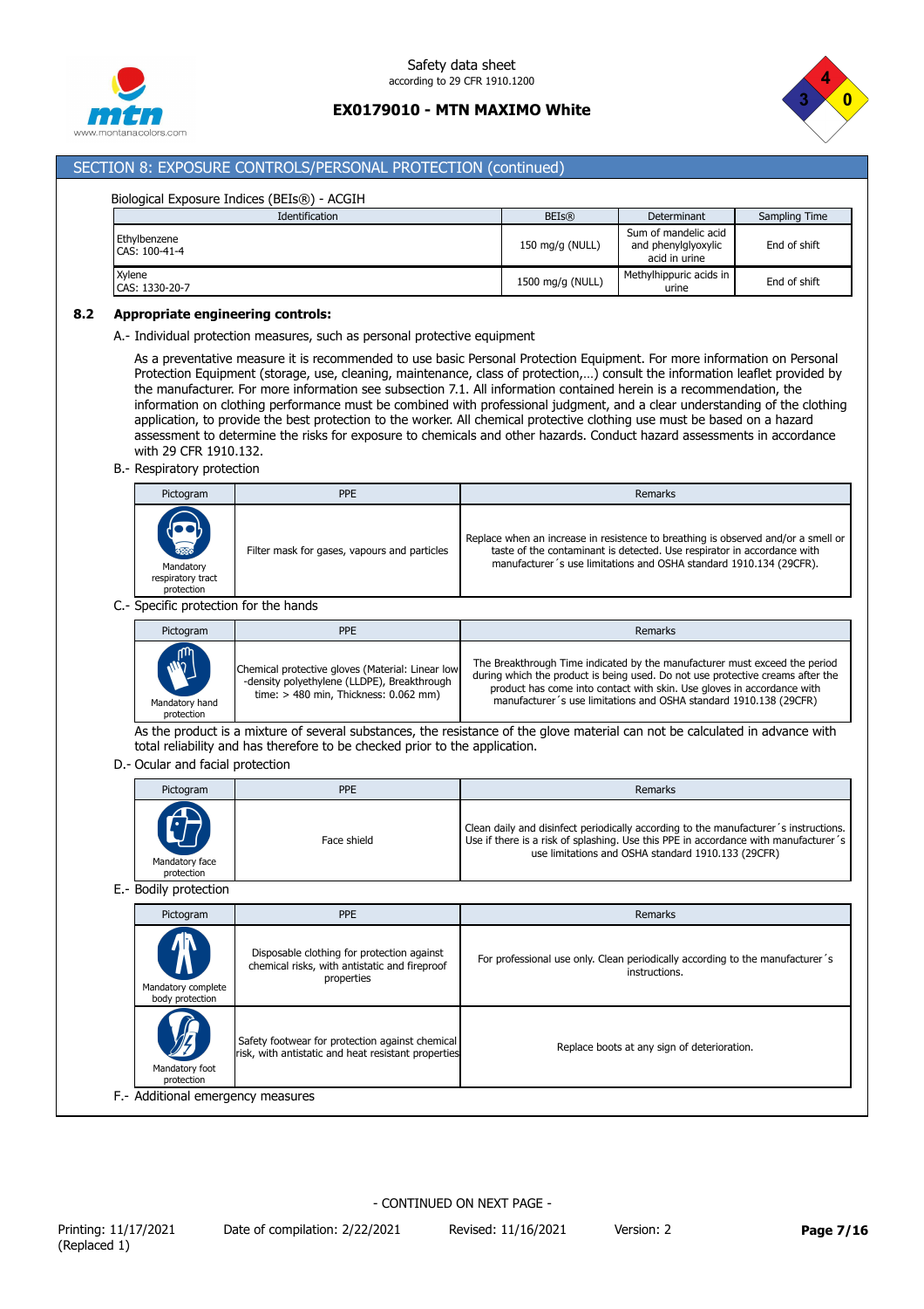## SECTION 8: EXPOSURE CONTROLS/PERSONAL PROTECTION (continued)

Biological Exposure Indices (BEIs®) - ACGIH

| Identification | BEIs® | Determinant | Sampling Time |
|---|---|---|---|
| Ethylbenzene<br>CAS: 100-41-4 | 150 mg/g (NULL) | Sum of mandelic acid and phenylglyoxylic acid in urine | End of shift |
| Xylene<br>CAS: 1330-20-7 | 1500 mg/g (NULL) | Methylhippuric acids in urine | End of shift |

### 8.2 Appropriate engineering controls:

A.- Individual protection measures, such as personal protective equipment

As a preventative measure it is recommended to use basic Personal Protection Equipment. For more information on Personal Protection Equipment (storage, use, cleaning, maintenance, class of protection,…) consult the information leaflet provided by the manufacturer. For more information see subsection 7.1. All information contained herein is a recommendation, the information on clothing performance must be combined with professional judgment, and a clear understanding of the clothing application, to provide the best protection to the worker. All chemical protective clothing use must be based on a hazard assessment to determine the risks for exposure to chemicals and other hazards. Conduct hazard assessments in accordance with 29 CFR 1910.132.

B.- Respiratory protection

| Pictogram | PPE | Remarks |
|---|---|---|
| Mandatory respiratory tract protection | Filter mask for gases, vapours and particles | Replace when an increase in resistence to breathing is observed and/or a smell or taste of the contaminant is detected. Use respirator in accordance with manufacturer´s use limitations and OSHA standard 1910.134 (29CFR). |

C.- Specific protection for the hands

| Pictogram | PPE | Remarks |
|---|---|---|
| Mandatory hand protection | Chemical protective gloves (Material: Linear low-density polyethylene (LLDPE), Breakthrough time: > 480 min, Thickness: 0.062 mm) | The Breakthrough Time indicated by the manufacturer must exceed the period during which the product is being used. Do not use protective creams after the product has come into contact with skin. Use gloves in accordance with manufacturer´s use limitations and OSHA standard 1910.138 (29CFR) |

As the product is a mixture of several substances, the resistance of the glove material can not be calculated in advance with total reliability and has therefore to be checked prior to the application.

D.- Ocular and facial protection

| Pictogram | PPE | Remarks |
|---|---|---|
| Mandatory face protection | Face shield | Clean daily and disinfect periodically according to the manufacturer´s instructions. Use if there is a risk of splashing. Use this PPE in accordance with manufacturer´s use limitations and OSHA standard 1910.133 (29CFR) |

E.- Bodily protection

| Pictogram | PPE | Remarks |
|---|---|---|
| Mandatory complete body protection | Disposable clothing for protection against chemical risks, with antistatic and fireproof properties | For professional use only. Clean periodically according to the manufacturer´s instructions. |
| Mandatory foot protection | Safety footwear for protection against chemical risk, with antistatic and heat resistant properties | Replace boots at any sign of deterioration. |

F.- Additional emergency measures

- CONTINUED ON NEXT PAGE -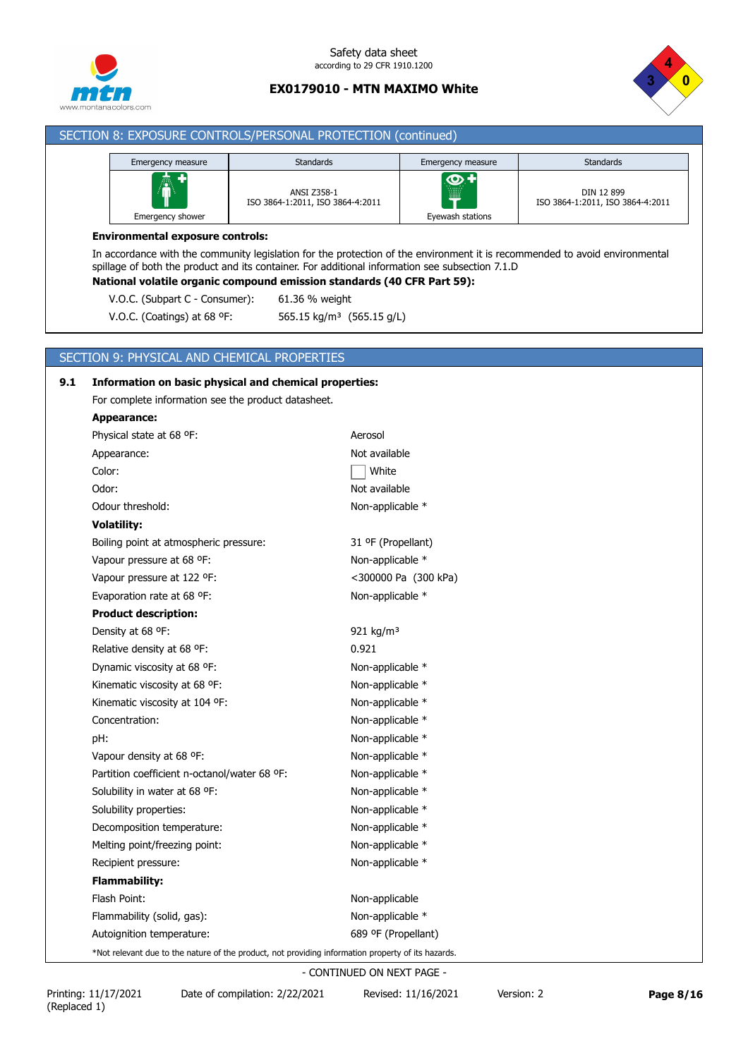## SECTION 8: EXPOSURE CONTROLS/PERSONAL PROTECTION (continued)

| Emergency measure | Standards | Emergency measure | Standards |
|---|---|---|---|
| Emergency shower | ANSI Z358-1 ISO 3864-1:2011, ISO 3864-4:2011 | Eyewash stations | DIN 12 899 ISO 3864-1:2011, ISO 3864-4:2011 |

**Environmental exposure controls:**

In accordance with the community legislation for the protection of the environment it is recommended to avoid environmental spillage of both the product and its container. For additional information see subsection 7.1.D

**National volatile organic compound emission standards (40 CFR Part 59):**

V.O.C. (Subpart C - Consumer): 61.36 % weight

V.O.C. (Coatings) at 68 ºF: 565.15 kg/m³ (565.15 g/L)

## SECTION 9: PHYSICAL AND CHEMICAL PROPERTIES

### 9.1 Information on basic physical and chemical properties:

For complete information see the product datasheet.

**Appearance:**

| | |
|---|---|
| Physical state at 68 ºF: | Aerosol |
| Appearance: | Not available |
| Color: | White |
| Odor: | Not available |
| Odour threshold: | Non-applicable * |
| **Volatility:** | |
| Boiling point at atmospheric pressure: | 31 ºF (Propellant) |
| Vapour pressure at 68 ºF: | Non-applicable * |
| Vapour pressure at 122 ºF: | <300000 Pa (300 kPa) |
| Evaporation rate at 68 ºF: | Non-applicable * |
| **Product description:** | |
| Density at 68 ºF: | 921 kg/m³ |
| Relative density at 68 ºF: | 0.921 |
| Dynamic viscosity at 68 ºF: | Non-applicable * |
| Kinematic viscosity at 68 ºF: | Non-applicable * |
| Kinematic viscosity at 104 ºF: | Non-applicable * |
| Concentration: | Non-applicable * |
| pH: | Non-applicable * |
| Vapour density at 68 ºF: | Non-applicable * |
| Partition coefficient n-octanol/water 68 ºF: | Non-applicable * |
| Solubility in water at 68 ºF: | Non-applicable * |
| Solubility properties: | Non-applicable * |
| Decomposition temperature: | Non-applicable * |
| Melting point/freezing point: | Non-applicable * |
| Recipient pressure: | Non-applicable * |
| **Flammability:** | |
| Flash Point: | Non-applicable |
| Flammability (solid, gas): | Non-applicable * |
| Autoignition temperature: | 689 ºF (Propellant) |

*Not relevant due to the nature of the product, not providing information property of its hazards.

- CONTINUED ON NEXT PAGE -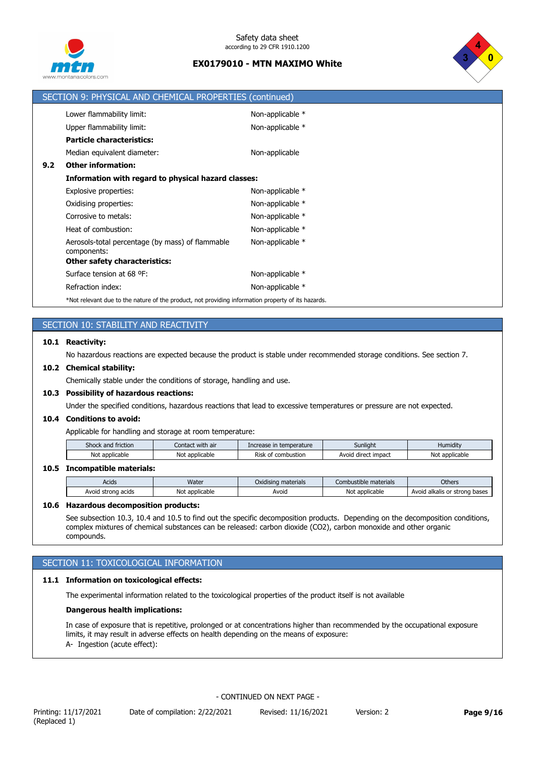## SECTION 9: PHYSICAL AND CHEMICAL PROPERTIES (continued)

| | |
|---|---|
| Lower flammability limit: | Non-applicable * |
| Upper flammability limit: | Non-applicable * |
| **Particle characteristics:** | |
| Median equivalent diameter: | Non-applicable |

**9.2 Other information:**

**Information with regard to physical hazard classes:**

| | |
|---|---|
| Explosive properties: | Non-applicable * |
| Oxidising properties: | Non-applicable * |
| Corrosive to metals: | Non-applicable * |
| Heat of combustion: | Non-applicable * |
| Aerosols-total percentage (by mass) of flammable components: | Non-applicable * |

**Other safety characteristics:**

| | |
|---|---|
| Surface tension at 68 ºF: | Non-applicable * |
| Refraction index: | Non-applicable * |

*Not relevant due to the nature of the product, not providing information property of its hazards.

## SECTION 10: STABILITY AND REACTIVITY

**10.1 Reactivity:**

No hazardous reactions are expected because the product is stable under recommended storage conditions. See section 7.

**10.2 Chemical stability:**

Chemically stable under the conditions of storage, handling and use.

**10.3 Possibility of hazardous reactions:**

Under the specified conditions, hazardous reactions that lead to excessive temperatures or pressure are not expected.

**10.4 Conditions to avoid:**

Applicable for handling and storage at room temperature:

| Shock and friction | Contact with air | Increase in temperature | Sunlight | Humidity |
|---|---|---|---|---|
| Not applicable | Not applicable | Risk of combustion | Avoid direct impact | Not applicable |

**10.5 Incompatible materials:**

| Acids | Water | Oxidising materials | Combustible materials | Others |
|---|---|---|---|---|
| Avoid strong acids | Not applicable | Avoid | Not applicable | Avoid alkalis or strong bases |

**10.6 Hazardous decomposition products:**

See subsection 10.3, 10.4 and 10.5 to find out the specific decomposition products. Depending on the decomposition conditions, complex mixtures of chemical substances can be released: carbon dioxide ($CO_2$), carbon monoxide and other organic compounds.

## SECTION 11: TOXICOLOGICAL INFORMATION

**11.1 Information on toxicological effects:**

The experimental information related to the toxicological properties of the product itself is not available

**Dangerous health implications:**

In case of exposure that is repetitive, prolonged or at concentrations higher than recommended by the occupational exposure limits, it may result in adverse effects on health depending on the means of exposure:

A- Ingestion (acute effect):

- CONTINUED ON NEXT PAGE -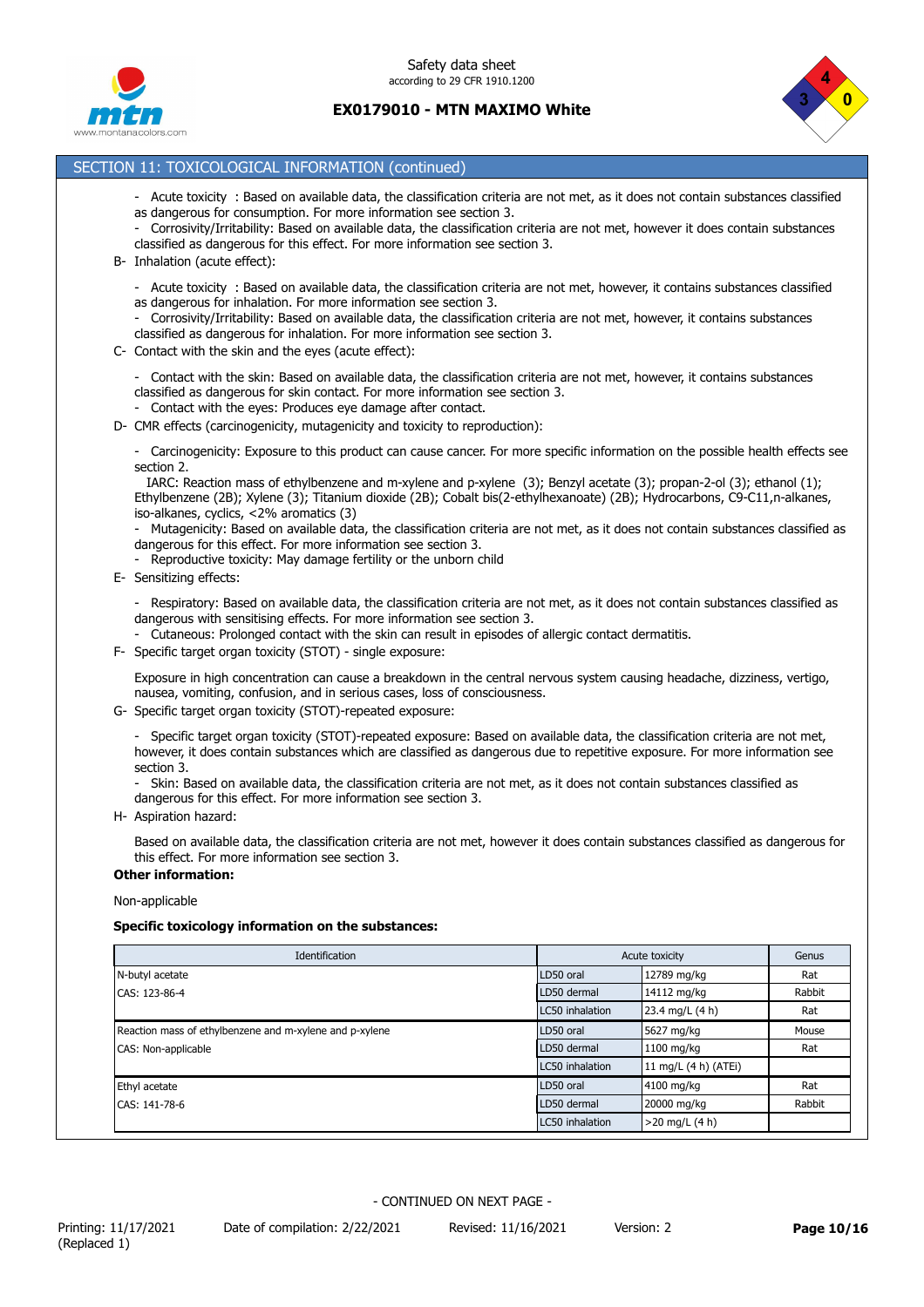## SECTION 11: TOXICOLOGICAL INFORMATION (continued)

- Acute toxicity : Based on available data, the classification criteria are not met, as it does not contain substances classified as dangerous for consumption. For more information see section 3.
- Corrosivity/Irritability: Based on available data, the classification criteria are not met, however it does contain substances classified as dangerous for this effect. For more information see section 3.

B- Inhalation (acute effect):

- Acute toxicity : Based on available data, the classification criteria are not met, however, it contains substances classified as dangerous for inhalation. For more information see section 3.
- Corrosivity/Irritability: Based on available data, the classification criteria are not met, however, it contains substances classified as dangerous for inhalation. For more information see section 3.

C- Contact with the skin and the eyes (acute effect):

- Contact with the skin: Based on available data, the classification criteria are not met, however, it contains substances classified as dangerous for skin contact. For more information see section 3.
- Contact with the eyes: Produces eye damage after contact.

D- CMR effects (carcinogenicity, mutagenicity and toxicity to reproduction):

- Carcinogenicity: Exposure to this product can cause cancer. For more specific information on the possible health effects see section 2.
  IARC: Reaction mass of ethylbenzene and m-xylene and p-xylene (3); Benzyl acetate (3); propan-2-ol (3); ethanol (1); Ethylbenzene (2B); Xylene (3); Titanium dioxide (2B); Cobalt bis(2-ethylhexanoate) (2B); Hydrocarbons, C9-C11,n-alkanes, iso-alkanes, cyclics, <2% aromatics (3)
- Mutagenicity: Based on available data, the classification criteria are not met, as it does not contain substances classified as dangerous for this effect. For more information see section 3.
- Reproductive toxicity: May damage fertility or the unborn child

E- Sensitizing effects:

- Respiratory: Based on available data, the classification criteria are not met, as it does not contain substances classified as dangerous with sensitising effects. For more information see section 3.
- Cutaneous: Prolonged contact with the skin can result in episodes of allergic contact dermatitis.

F- Specific target organ toxicity (STOT) - single exposure:

Exposure in high concentration can cause a breakdown in the central nervous system causing headache, dizziness, vertigo, nausea, vomiting, confusion, and in serious cases, loss of consciousness.

G- Specific target organ toxicity (STOT)-repeated exposure:

- Specific target organ toxicity (STOT)-repeated exposure: Based on available data, the classification criteria are not met, however, it does contain substances which are classified as dangerous due to repetitive exposure. For more information see section 3.
- Skin: Based on available data, the classification criteria are not met, as it does not contain substances classified as dangerous for this effect. For more information see section 3.

H- Aspiration hazard:

Based on available data, the classification criteria are not met, however it does contain substances classified as dangerous for this effect. For more information see section 3.

**Other information:**

Non-applicable

**Specific toxicology information on the substances:**

| Identification | Acute toxicity | | Genus |
|---|---|---|---|
| N-butyl acetate | LD50 oral | 12789 mg/kg | Rat |
| CAS: 123-86-4 | LD50 dermal | 14112 mg/kg | Rabbit |
| | LC50 inhalation | 23.4 mg/L (4 h) | Rat |
| Reaction mass of ethylbenzene and m-xylene and p-xylene | LD50 oral | 5627 mg/kg | Mouse |
| CAS: Non-applicable | LD50 dermal | 1100 mg/kg | Rat |
| | LC50 inhalation | 11 mg/L (4 h) (ATEi) | |
| Ethyl acetate | LD50 oral | 4100 mg/kg | Rat |
| CAS: 141-78-6 | LD50 dermal | 20000 mg/kg | Rabbit |
| | LC50 inhalation | >20 mg/L (4 h) | |

- CONTINUED ON NEXT PAGE -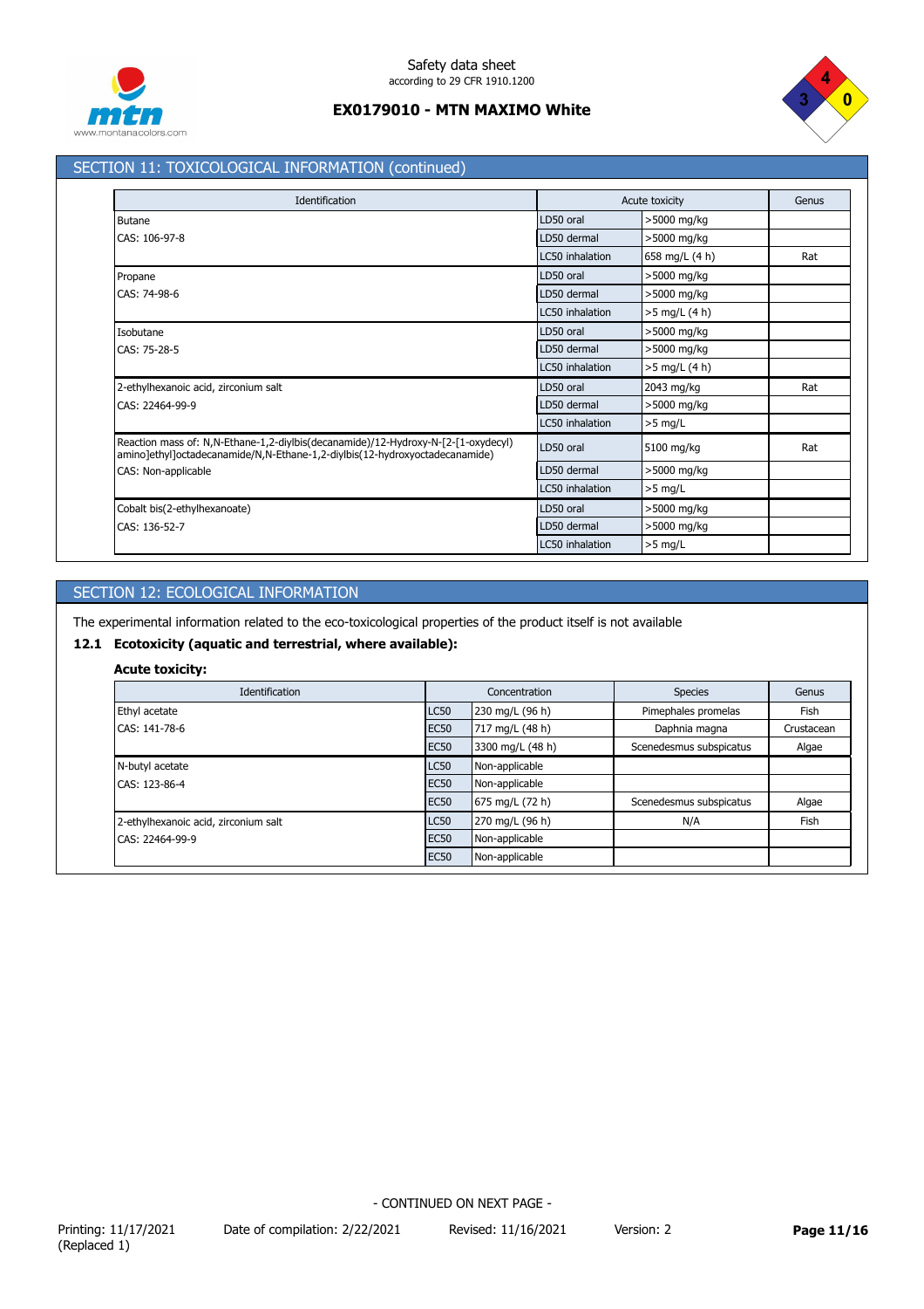## SECTION 11: TOXICOLOGICAL INFORMATION (continued)

| Identification | Acute toxicity | | Genus |
|---|---|---|---|
| Butane<br>CAS: 106-97-8 | LD50 oral | >5000 mg/kg | |
| | LD50 dermal | >5000 mg/kg | |
| | LC50 inhalation | 658 mg/L (4 h) | Rat |
| Propane<br>CAS: 74-98-6 | LD50 oral | >5000 mg/kg | |
| | LD50 dermal | >5000 mg/kg | |
| | LC50 inhalation | >5 mg/L (4 h) | |
| Isobutane<br>CAS: 75-28-5 | LD50 oral | >5000 mg/kg | |
| | LD50 dermal | >5000 mg/kg | |
| | LC50 inhalation | >5 mg/L (4 h) | |
| 2-ethylhexanoic acid, zirconium salt<br>CAS: 22464-99-9 | LD50 oral | 2043 mg/kg | Rat |
| | LD50 dermal | >5000 mg/kg | |
| | LC50 inhalation | >5 mg/L | |
| Reaction mass of: N,N-Ethane-1,2-diylbis(decanamide)/12-Hydroxy-N-[2-[1-oxydecyl) amino]ethyl]octadecanamide/N,N-Ethane-1,2-diylbis(12-hydroxyoctadecanamide)<br>CAS: Non-applicable | LD50 oral | 5100 mg/kg | Rat |
| | LD50 dermal | >5000 mg/kg | |
| | LC50 inhalation | >5 mg/L | |
| Cobalt bis(2-ethylhexanoate)<br>CAS: 136-52-7 | LD50 oral | >5000 mg/kg | |
| | LD50 dermal | >5000 mg/kg | |
| | LC50 inhalation | >5 mg/L | |

## SECTION 12: ECOLOGICAL INFORMATION

The experimental information related to the eco-toxicological properties of the product itself is not available

### 12.1 Ecotoxicity (aquatic and terrestrial, where available):

**Acute toxicity:**

| Identification | Concentration | | Species | Genus |
|---|---|---|---|---|
| Ethyl acetate<br>CAS: 141-78-6 | LC50 | 230 mg/L (96 h) | Pimephales promelas | Fish |
| | EC50 | 717 mg/L (48 h) | Daphnia magna | Crustacean |
| | EC50 | 3300 mg/L (48 h) | Scenedesmus subspicatus | Algae |
| N-butyl acetate<br>CAS: 123-86-4 | LC50 | Non-applicable | | |
| | EC50 | Non-applicable | | |
| | EC50 | 675 mg/L (72 h) | Scenedesmus subspicatus | Algae |
| 2-ethylhexanoic acid, zirconium salt<br>CAS: 22464-99-9 | LC50 | 270 mg/L (96 h) | N/A | Fish |
| | EC50 | Non-applicable | | |
| | EC50 | Non-applicable | | |

- CONTINUED ON NEXT PAGE -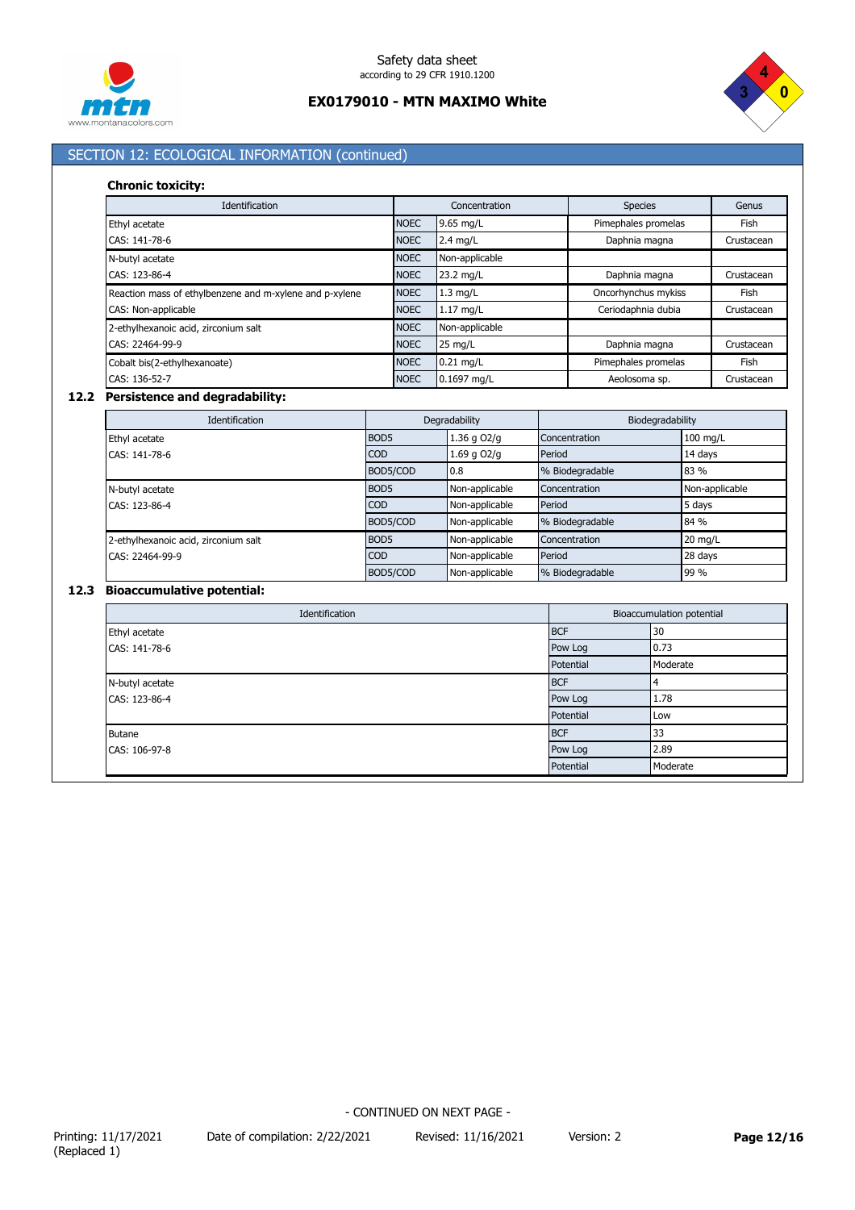## SECTION 12: ECOLOGICAL INFORMATION (continued)

### Chronic toxicity:

| Identification | Concentration | | Species | Genus |
|---|---|---|---|---|
| Ethyl acetate | NOEC | 9.65 mg/L | Pimephales promelas | Fish |
| CAS: 141-78-6 | NOEC | 2.4 mg/L | Daphnia magna | Crustacean |
| N-butyl acetate | NOEC | Non-applicable | | |
| CAS: 123-86-4 | NOEC | 23.2 mg/L | Daphnia magna | Crustacean |
| Reaction mass of ethylbenzene and m-xylene and p-xylene | NOEC | 1.3 mg/L | Oncorhynchus mykiss | Fish |
| CAS: Non-applicable | NOEC | 1.17 mg/L | Ceriodaphnia dubia | Crustacean |
| 2-ethylhexanoic acid, zirconium salt | NOEC | Non-applicable | | |
| CAS: 22464-99-9 | NOEC | 25 mg/L | Daphnia magna | Crustacean |
| Cobalt bis(2-ethylhexanoate) | NOEC | 0.21 mg/L | Pimephales promelas | Fish |
| CAS: 136-52-7 | NOEC | 0.1697 mg/L | Aeolosoma sp. | Crustacean |

### 12.2 Persistence and degradability:

| Identification | Degradability | | Biodegradability | |
|---|---|---|---|---|
| Ethyl acetate | BOD5 | 1.36 g O2/g | Concentration | 100 mg/L |
| CAS: 141-78-6 | COD | 1.69 g O2/g | Period | 14 days |
| | BOD5/COD | 0.8 | % Biodegradable | 83 % |
| N-butyl acetate | BOD5 | Non-applicable | Concentration | Non-applicable |
| CAS: 123-86-4 | COD | Non-applicable | Period | 5 days |
| | BOD5/COD | Non-applicable | % Biodegradable | 84 % |
| 2-ethylhexanoic acid, zirconium salt | BOD5 | Non-applicable | Concentration | 20 mg/L |
| CAS: 22464-99-9 | COD | Non-applicable | Period | 28 days |
| | BOD5/COD | Non-applicable | % Biodegradable | 99 % |

### 12.3 Bioaccumulative potential:

| Identification | Bioaccumulation potential | |
|---|---|---|
| Ethyl acetate | BCF | 30 |
| CAS: 141-78-6 | Pow Log | 0.73 |
| | Potential | Moderate |
| N-butyl acetate | BCF | 4 |
| CAS: 123-86-4 | Pow Log | 1.78 |
| | Potential | Low |
| Butane | BCF | 33 |
| CAS: 106-97-8 | Pow Log | 2.89 |
| | Potential | Moderate |

- CONTINUED ON NEXT PAGE -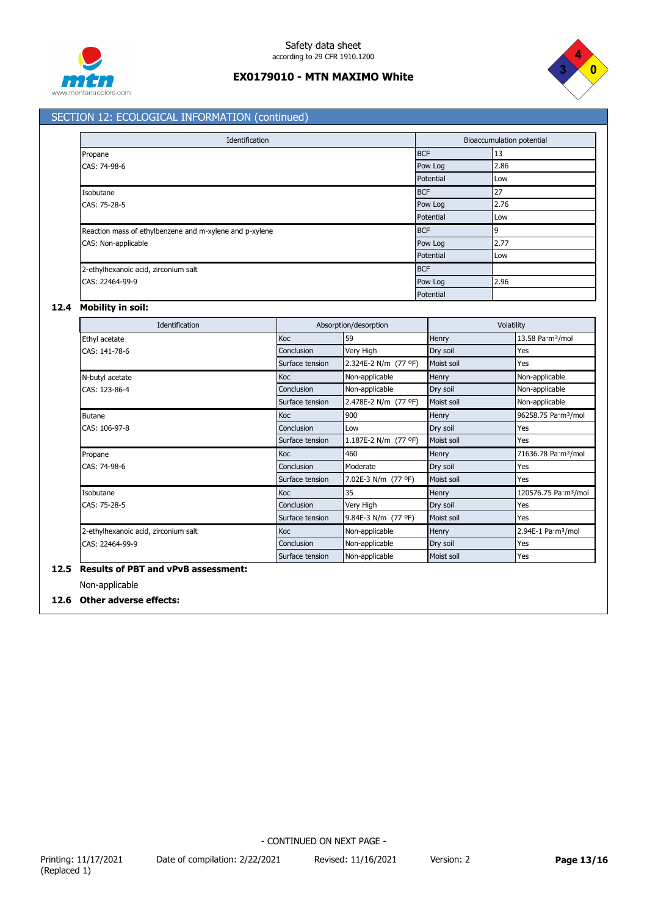## SECTION 12: ECOLOGICAL INFORMATION (continued)

| Identification | Bioaccumulation potential | |
|---|---|---|
| Propane | BCF | 13 |
| CAS: 74-98-6 | Pow Log | 2.86 |
| | Potential | Low |
| Isobutane | BCF | 27 |
| CAS: 75-28-5 | Pow Log | 2.76 |
| | Potential | Low |
| Reaction mass of ethylbenzene and m-xylene and p-xylene | BCF | 9 |
| CAS: Non-applicable | Pow Log | 2.77 |
| | Potential | Low |
| 2-ethylhexanoic acid, zirconium salt | BCF | |
| CAS: 22464-99-9 | Pow Log | 2.96 |
| | Potential | |

### 12.4 Mobility in soil:

| Identification | Absorption/desorption | | Volatility | |
|---|---|---|---|---|
| Ethyl acetate | Koc | 59 | Henry | 13.58 Pa·m³/mol |
| CAS: 141-78-6 | Conclusion | Very High | Dry soil | Yes |
| | Surface tension | 2.324E-2 N/m (77 ºF) | Moist soil | Yes |
| N-butyl acetate | Koc | Non-applicable | Henry | Non-applicable |
| CAS: 123-86-4 | Conclusion | Non-applicable | Dry soil | Non-applicable |
| | Surface tension | 2.478E-2 N/m (77 ºF) | Moist soil | Non-applicable |
| Butane | Koc | 900 | Henry | 96258.75 Pa·m³/mol |
| CAS: 106-97-8 | Conclusion | Low | Dry soil | Yes |
| | Surface tension | 1.187E-2 N/m (77 ºF) | Moist soil | Yes |
| Propane | Koc | 460 | Henry | 71636.78 Pa·m³/mol |
| CAS: 74-98-6 | Conclusion | Moderate | Dry soil | Yes |
| | Surface tension | 7.02E-3 N/m (77 ºF) | Moist soil | Yes |
| Isobutane | Koc | 35 | Henry | 120576.75 Pa·m³/mol |
| CAS: 75-28-5 | Conclusion | Very High | Dry soil | Yes |
| | Surface tension | 9.84E-3 N/m (77 ºF) | Moist soil | Yes |
| 2-ethylhexanoic acid, zirconium salt | Koc | Non-applicable | Henry | 2.94E-1 Pa·m³/mol |
| CAS: 22464-99-9 | Conclusion | Non-applicable | Dry soil | Yes |
| | Surface tension | Non-applicable | Moist soil | Yes |

### 12.5 Results of PBT and vPvB assessment:

Non-applicable

### 12.6 Other adverse effects:

- CONTINUED ON NEXT PAGE -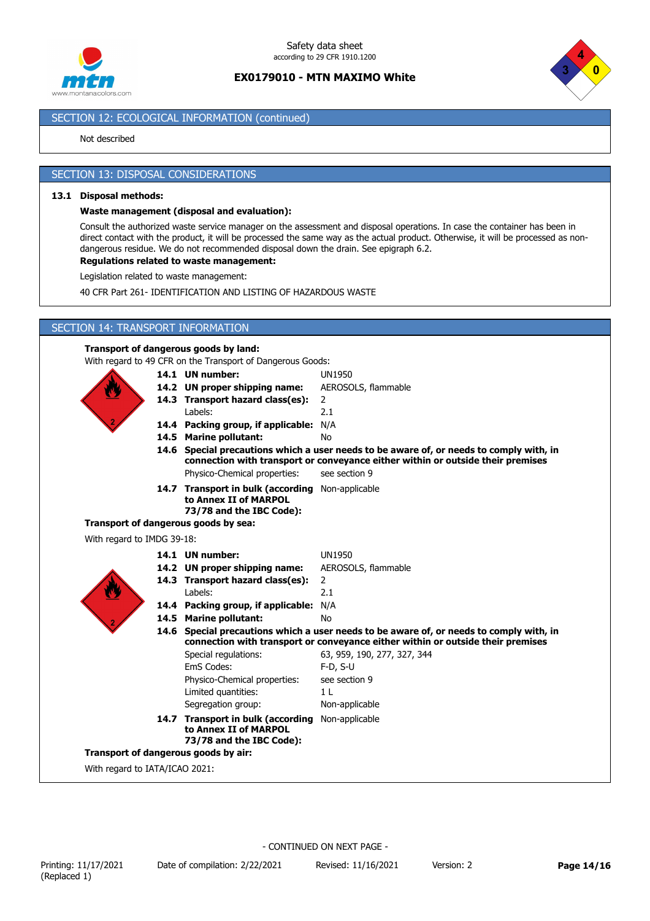## SECTION 12: ECOLOGICAL INFORMATION (continued)

Not described

## SECTION 13: DISPOSAL CONSIDERATIONS

### 13.1 Disposal methods:

**Waste management (disposal and evaluation):**

Consult the authorized waste service manager on the assessment and disposal operations. In case the container has been in direct contact with the product, it will be processed the same way as the actual product. Otherwise, it will be processed as non-dangerous residue. We do not recommended disposal down the drain. See epigraph 6.2.

**Regulations related to waste management:**

Legislation related to waste management:

40 CFR Part 261- IDENTIFICATION AND LISTING OF HAZARDOUS WASTE

## SECTION 14: TRANSPORT INFORMATION

**Transport of dangerous goods by land:**

With regard to 49 CFR on the Transport of Dangerous Goods:

**14.1 UN number:** UN1950

**14.2 UN proper shipping name:** AEROSOLS, flammable

**14.3 Transport hazard class(es):** 2

Labels: 2.1

**14.4 Packing group, if applicable:** N/A

**14.5 Marine pollutant:** No

**14.6 Special precautions which a user needs to be aware of, or needs to comply with, in connection with transport or conveyance either within or outside their premises**

Physico-Chemical properties: see section 9

**14.7 Transport in bulk (according to Annex II of MARPOL 73/78 and the IBC Code):** Non-applicable

**Transport of dangerous goods by sea:**

With regard to IMDG 39-18:

**14.1 UN number:** UN1950

**14.2 UN proper shipping name:** AEROSOLS, flammable

**14.3 Transport hazard class(es):** 2

Labels: 2.1

**14.4 Packing group, if applicable:** N/A

**14.5 Marine pollutant:** No

**14.6 Special precautions which a user needs to be aware of, or needs to comply with, in connection with transport or conveyance either within or outside their premises**

Special regulations: 63, 959, 190, 277, 327, 344

EmS Codes: F-D, S-U

Physico-Chemical properties: see section 9

Limited quantities: 1 L

Segregation group: Non-applicable

**14.7 Transport in bulk (according to Annex II of MARPOL 73/78 and the IBC Code):** Non-applicable

**Transport of dangerous goods by air:**

With regard to IATA/ICAO 2021:

- CONTINUED ON NEXT PAGE -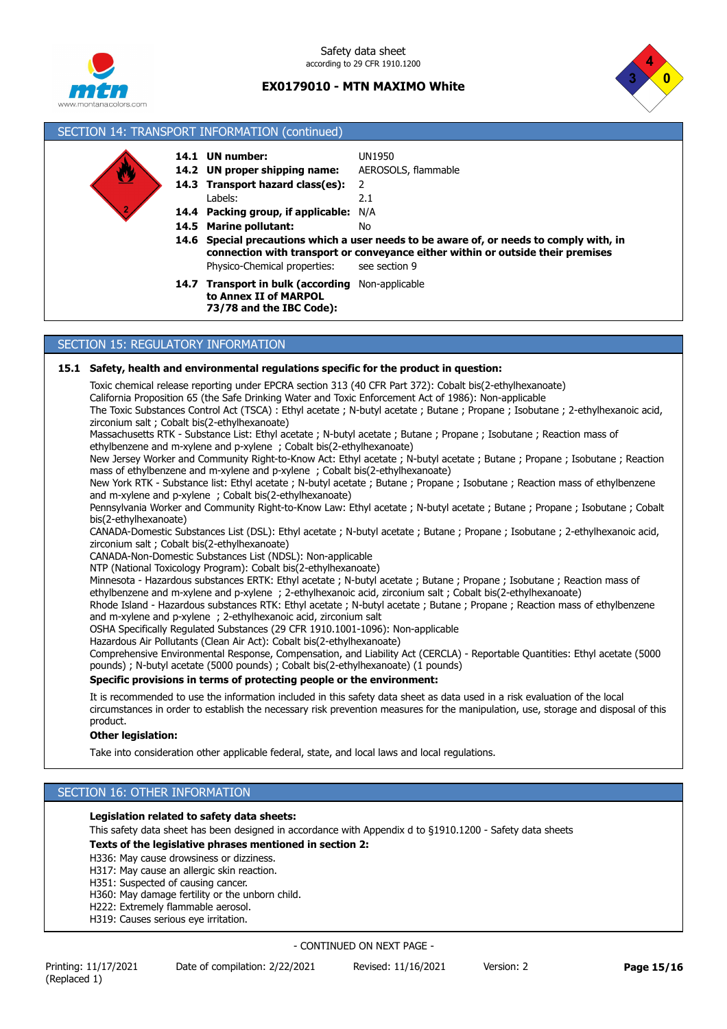## SECTION 14: TRANSPORT INFORMATION (continued)

**14.1 UN number:** UN1950

**14.2 UN proper shipping name:** AEROSOLS, flammable

**14.3 Transport hazard class(es):** 2

Labels: 2.1

**14.4 Packing group, if applicable:** N/A

**14.5 Marine pollutant:** No

**14.6 Special precautions which a user needs to be aware of, or needs to comply with, in connection with transport or conveyance either within or outside their premises**

Physico-Chemical properties: see section 9

**14.7 Transport in bulk (according to Annex II of MARPOL 73/78 and the IBC Code):** Non-applicable

## SECTION 15: REGULATORY INFORMATION

**15.1 Safety, health and environmental regulations specific for the product in question:**

Toxic chemical release reporting under EPCRA section 313 (40 CFR Part 372): Cobalt bis(2-ethylhexanoate)

California Proposition 65 (the Safe Drinking Water and Toxic Enforcement Act of 1986): Non-applicable

The Toxic Substances Control Act (TSCA) : Ethyl acetate ; N-butyl acetate ; Butane ; Propane ; Isobutane ; 2-ethylhexanoic acid, zirconium salt ; Cobalt bis(2-ethylhexanoate)

Massachusetts RTK - Substance List: Ethyl acetate ; N-butyl acetate ; Butane ; Propane ; Isobutane ; Reaction mass of ethylbenzene and m-xylene and p-xylene ; Cobalt bis(2-ethylhexanoate)

New Jersey Worker and Community Right-to-Know Act: Ethyl acetate ; N-butyl acetate ; Butane ; Propane ; Isobutane ; Reaction mass of ethylbenzene and m-xylene and p-xylene ; Cobalt bis(2-ethylhexanoate)

New York RTK - Substance list: Ethyl acetate ; N-butyl acetate ; Butane ; Propane ; Isobutane ; Reaction mass of ethylbenzene and m-xylene and p-xylene ; Cobalt bis(2-ethylhexanoate)

Pennsylvania Worker and Community Right-to-Know Law: Ethyl acetate ; N-butyl acetate ; Butane ; Propane ; Isobutane ; Cobalt bis(2-ethylhexanoate)

CANADA-Domestic Substances List (DSL): Ethyl acetate ; N-butyl acetate ; Butane ; Propane ; Isobutane ; 2-ethylhexanoic acid, zirconium salt ; Cobalt bis(2-ethylhexanoate)

CANADA-Non-Domestic Substances List (NDSL): Non-applicable

NTP (National Toxicology Program): Cobalt bis(2-ethylhexanoate)

Minnesota - Hazardous substances ERTK: Ethyl acetate ; N-butyl acetate ; Butane ; Propane ; Isobutane ; Reaction mass of ethylbenzene and m-xylene and p-xylene ; 2-ethylhexanoic acid, zirconium salt ; Cobalt bis(2-ethylhexanoate)

Rhode Island - Hazardous substances RTK: Ethyl acetate ; N-butyl acetate ; Butane ; Propane ; Reaction mass of ethylbenzene and m-xylene and p-xylene ; 2-ethylhexanoic acid, zirconium salt

OSHA Specifically Regulated Substances (29 CFR 1910.1001-1096): Non-applicable

Hazardous Air Pollutants (Clean Air Act): Cobalt bis(2-ethylhexanoate)

Comprehensive Environmental Response, Compensation, and Liability Act (CERCLA) - Reportable Quantities: Ethyl acetate (5000 pounds) ; N-butyl acetate (5000 pounds) ; Cobalt bis(2-ethylhexanoate) (1 pounds)

**Specific provisions in terms of protecting people or the environment:**

It is recommended to use the information included in this safety data sheet as data used in a risk evaluation of the local circumstances in order to establish the necessary risk prevention measures for the manipulation, use, storage and disposal of this product.

**Other legislation:**

Take into consideration other applicable federal, state, and local laws and local regulations.

## SECTION 16: OTHER INFORMATION

**Legislation related to safety data sheets:**

This safety data sheet has been designed in accordance with Appendix d to §1910.1200 - Safety data sheets

**Texts of the legislative phrases mentioned in section 2:**

H336: May cause drowsiness or dizziness.
H317: May cause an allergic skin reaction.
H351: Suspected of causing cancer.
H360: May damage fertility or the unborn child.
H222: Extremely flammable aerosol.
H319: Causes serious eye irritation.

- CONTINUED ON NEXT PAGE -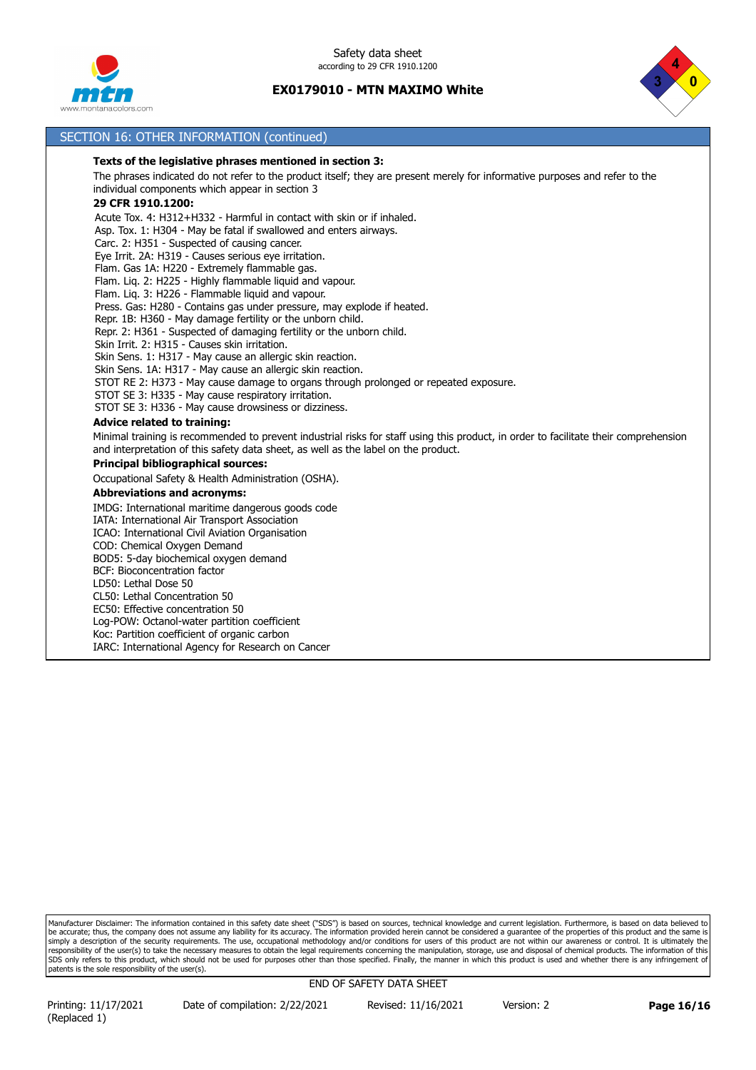## SECTION 16: OTHER INFORMATION (continued)

**Texts of the legislative phrases mentioned in section 3:**

The phrases indicated do not refer to the product itself; they are present merely for informative purposes and refer to the individual components which appear in section 3

**29 CFR 1910.1200:**

Acute Tox. 4: H312+H332 - Harmful in contact with skin or if inhaled.
Asp. Tox. 1: H304 - May be fatal if swallowed and enters airways.
Carc. 2: H351 - Suspected of causing cancer.
Eye Irrit. 2A: H319 - Causes serious eye irritation.
Flam. Gas 1A: H220 - Extremely flammable gas.
Flam. Liq. 2: H225 - Highly flammable liquid and vapour.
Flam. Liq. 3: H226 - Flammable liquid and vapour.
Press. Gas: H280 - Contains gas under pressure, may explode if heated.
Repr. 1B: H360 - May damage fertility or the unborn child.
Repr. 2: H361 - Suspected of damaging fertility or the unborn child.
Skin Irrit. 2: H315 - Causes skin irritation.
Skin Sens. 1: H317 - May cause an allergic skin reaction.
Skin Sens. 1A: H317 - May cause an allergic skin reaction.
STOT RE 2: H373 - May cause damage to organs through prolonged or repeated exposure.
STOT SE 3: H335 - May cause respiratory irritation.
STOT SE 3: H336 - May cause drowsiness or dizziness.

**Advice related to training:**

Minimal training is recommended to prevent industrial risks for staff using this product, in order to facilitate their comprehension and interpretation of this safety data sheet, as well as the label on the product.

**Principal bibliographical sources:**

Occupational Safety & Health Administration (OSHA).

**Abbreviations and acronyms:**

IMDG: International maritime dangerous goods code
IATA: International Air Transport Association
ICAO: International Civil Aviation Organisation
COD: Chemical Oxygen Demand
BOD5: 5-day biochemical oxygen demand
BCF: Bioconcentration factor
LD50: Lethal Dose 50
CL50: Lethal Concentration 50
EC50: Effective concentration 50
Log-POW: Octanol-water partition coefficient
Koc: Partition coefficient of organic carbon
IARC: International Agency for Research on Cancer

Manufacturer Disclaimer: The information contained in this safety date sheet ("SDS") is based on sources, technical knowledge and current legislation. Furthermore, is based on data believed to be accurate; thus, the company does not assume any liability for its accuracy. The information provided herein cannot be considered a guarantee of the properties of this product and the same is simply a description of the security requirements. The use, occupational methodology and/or conditions for users of this product are not within our awareness or control. It is ultimately the responsibility of the user(s) to take the necessary measures to obtain the legal requirements concerning the manipulation, storage, use and disposal of chemical products. The information of this SDS only refers to this product, which should not be used for purposes other than those specified. Finally, the manner in which this product is used and whether there is any infringement of patents is the sole responsibility of the user(s).

END OF SAFETY DATA SHEET